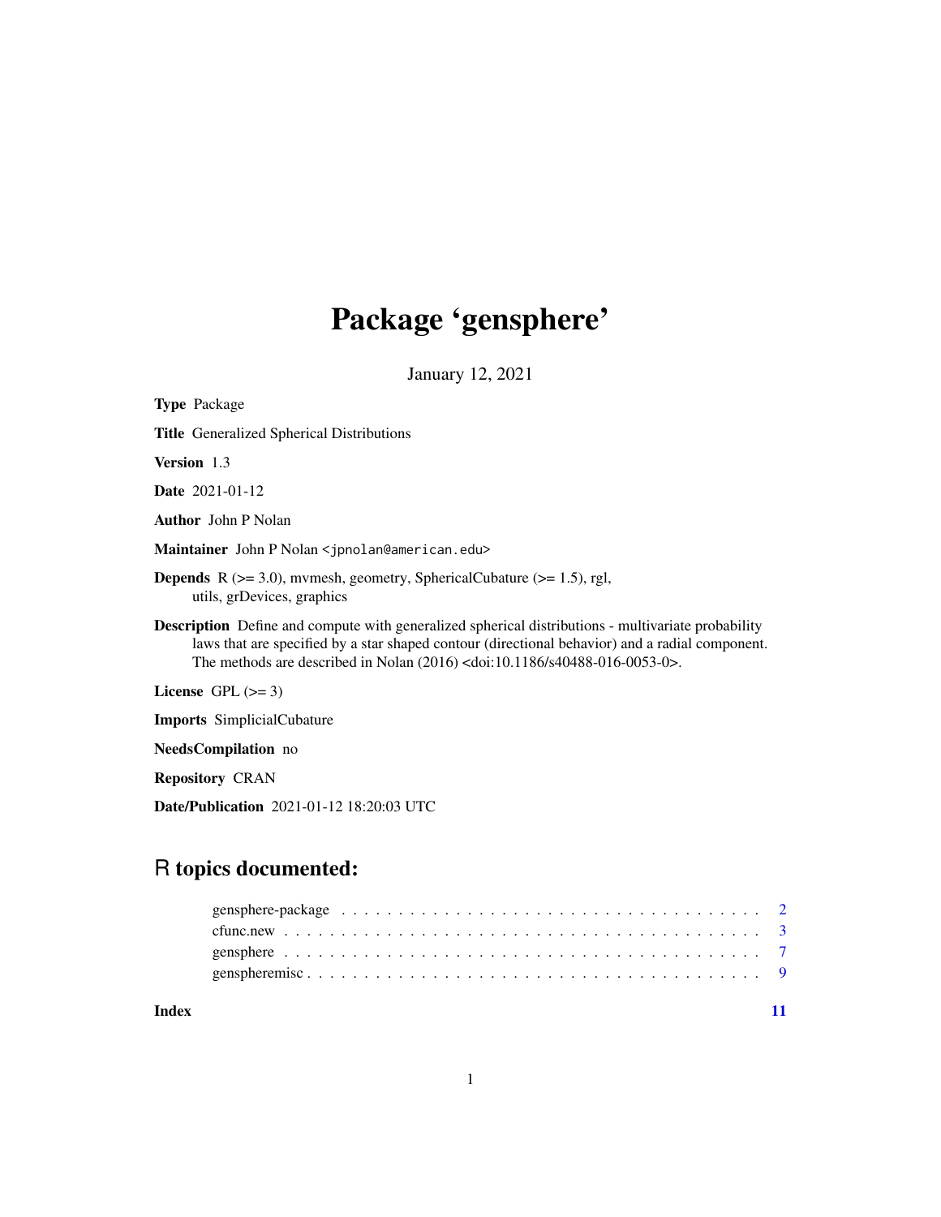# Package 'gensphere'

January 12, 2021

**Type** Package

**Title** Generalized Spherical Distributions

**Version** 1.3

**Date** 2021-01-12

**Author** John P Nolan

**Maintainer** John P Nolan <jpnolan@american.edu>

**Depends** R (>= 3.0), mvmesh, geometry, SphericalCubature (>= 1.5), rgl, utils, grDevices, graphics

**Description** Define and compute with generalized spherical distributions - multivariate probability laws that are specified by a star shaped contour (directional behavior) and a radial component. The methods are described in Nolan (2016) <doi:10.1186/s40488-016-0053-0>.

**License** GPL (>= 3)

**Imports** SimplicialCubature

**NeedsCompilation** no

**Repository** CRAN

**Date/Publication** 2021-01-12 18:20:03 UTC

## R topics documented:

| | |
|---|---|
| gensphere-package | 2 |
| cfunc.new | 3 |
| gensphere | 7 |
| gensphere­misc | 9 |
| **Index** | **11** |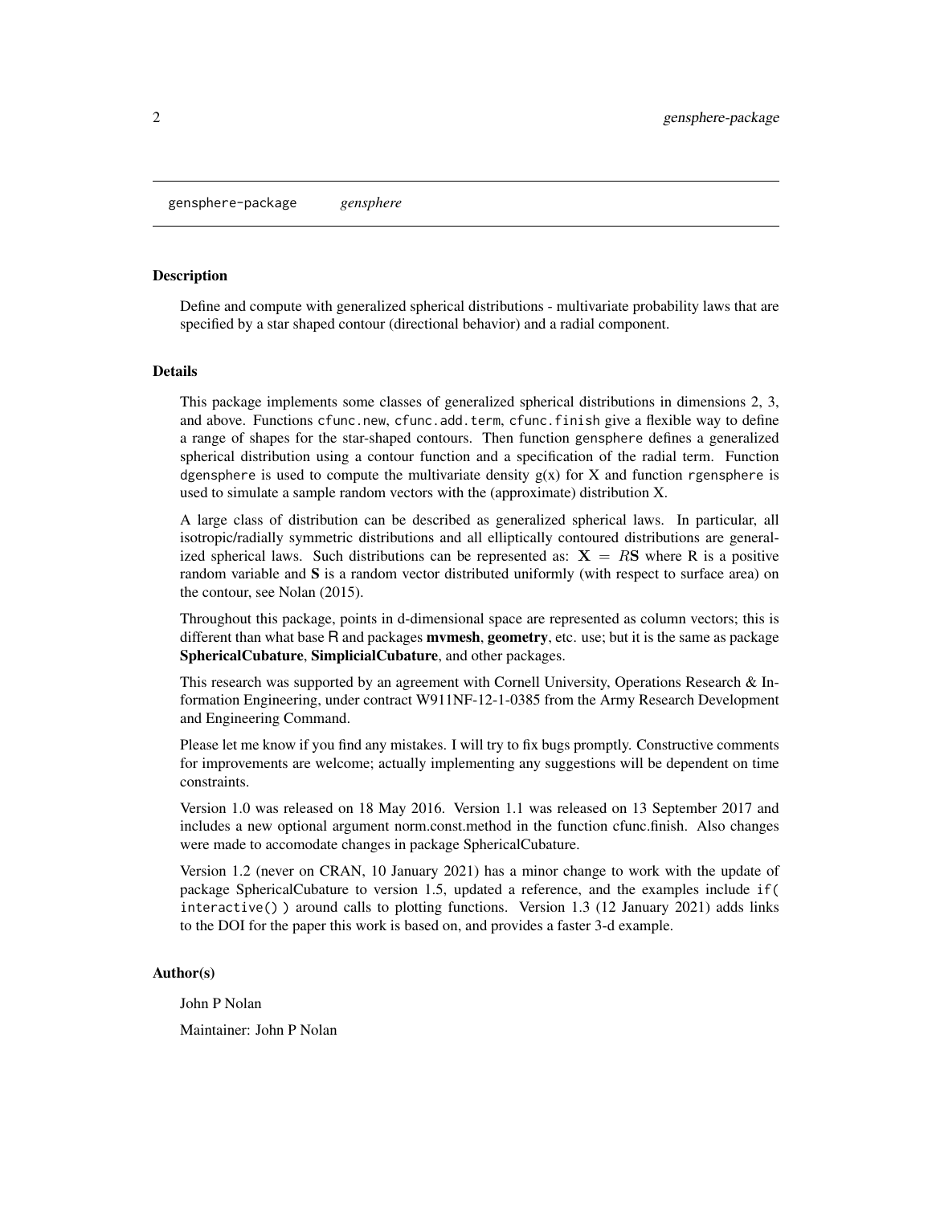gensphere-package    *gensphere*

## Description

Define and compute with generalized spherical distributions - multivariate probability laws that are specified by a star shaped contour (directional behavior) and a radial component.

## Details

This package implements some classes of generalized spherical distributions in dimensions 2, 3, and above. Functions `cfunc.new`, `cfunc.add.term`, `cfunc.finish` give a flexible way to define a range of shapes for the star-shaped contours. Then function `gensphere` defines a generalized spherical distribution using a contour function and a specification of the radial term. Function `dgensphere` is used to compute the multivariate density g(x) for X and function `rgensphere` is used to simulate a sample random vectors with the (approximate) distribution X.

A large class of distribution can be described as generalized spherical laws. In particular, all isotropic/radially symmetric distributions and all elliptically contoured distributions are generalized spherical laws. Such distributions can be represented as: $\mathbf{X} = R\mathbf{S}$ where R is a positive random variable and **S** is a random vector distributed uniformly (with respect to surface area) on the contour, see Nolan (2015).

Throughout this package, points in d-dimensional space are represented as column vectors; this is different than what base R and packages **mvmesh**, **geometry**, etc. use; but it is the same as package **SphericalCubature**, **SimplicialCubature**, and other packages.

This research was supported by an agreement with Cornell University, Operations Research & Information Engineering, under contract W911NF-12-1-0385 from the Army Research Development and Engineering Command.

Please let me know if you find any mistakes. I will try to fix bugs promptly. Constructive comments for improvements are welcome; actually implementing any suggestions will be dependent on time constraints.

Version 1.0 was released on 18 May 2016. Version 1.1 was released on 13 September 2017 and includes a new optional argument norm.const.method in the function cfunc.finish. Also changes were made to accomodate changes in package SphericalCubature.

Version 1.2 (never on CRAN, 10 January 2021) has a minor change to work with the update of package SphericalCubature to version 1.5, updated a reference, and the examples include `if( interactive() )` around calls to plotting functions. Version 1.3 (12 January 2021) adds links to the DOI for the paper this work is based on, and provides a faster 3-d example.

## Author(s)

John P Nolan

Maintainer: John P Nolan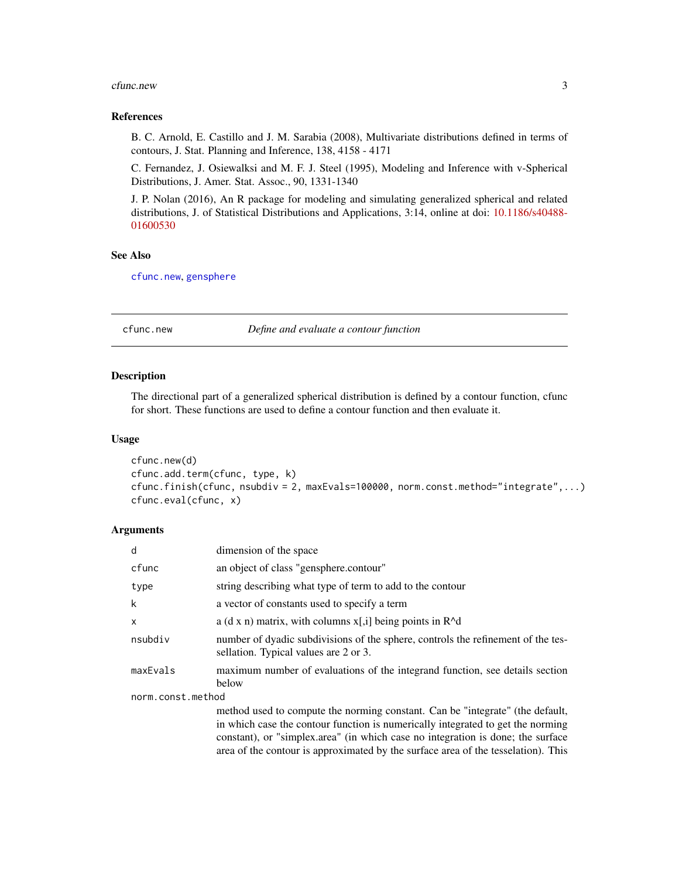## References

B. C. Arnold, E. Castillo and J. M. Sarabia (2008), Multivariate distributions defined in terms of contours, J. Stat. Planning and Inference, 138, 4158 - 4171

C. Fernandez, J. Osiewalksi and M. F. J. Steel (1995), Modeling and Inference with v-Spherical Distributions, J. Amer. Stat. Assoc., 90, 1331-1340

J. P. Nolan (2016), An R package for modeling and simulating generalized spherical and related distributions, J. of Statistical Distributions and Applications, 3:14, online at doi: 10.1186/s40488-01600530

## See Also

`cfunc.new`, `gensphere`

---

# cfunc.new — *Define and evaluate a contour function*

## Description

The directional part of a generalized spherical distribution is defined by a contour function, cfunc for short. These functions are used to define a contour function and then evaluate it.

## Usage

```
cfunc.new(d)
cfunc.add.term(cfunc, type, k)
cfunc.finish(cfunc, nsubdiv = 2, maxEvals=100000, norm.const.method="integrate",...)
cfunc.eval(cfunc, x)
```

## Arguments

| | |
|---|---|
| d | dimension of the space |
| cfunc | an object of class "gensphere.contour" |
| type | string describing what type of term to add to the contour |
| k | a vector of constants used to specify a term |
| x | a (d x n) matrix, with columns x[,i] being points in R^d |
| nsubdiv | number of dyadic subdivisions of the sphere, controls the refinement of the tessellation. Typical values are 2 or 3. |
| maxEvals | maximum number of evaluations of the integrand function, see details section below |
| norm.const.method | method used to compute the norming constant. Can be "integrate" (the default, in which case the contour function is numerically integrated to get the norming constant), or "simplex.area" (in which case no integration is done; the surface area of the contour is approximated by the surface area of the tesselation). This |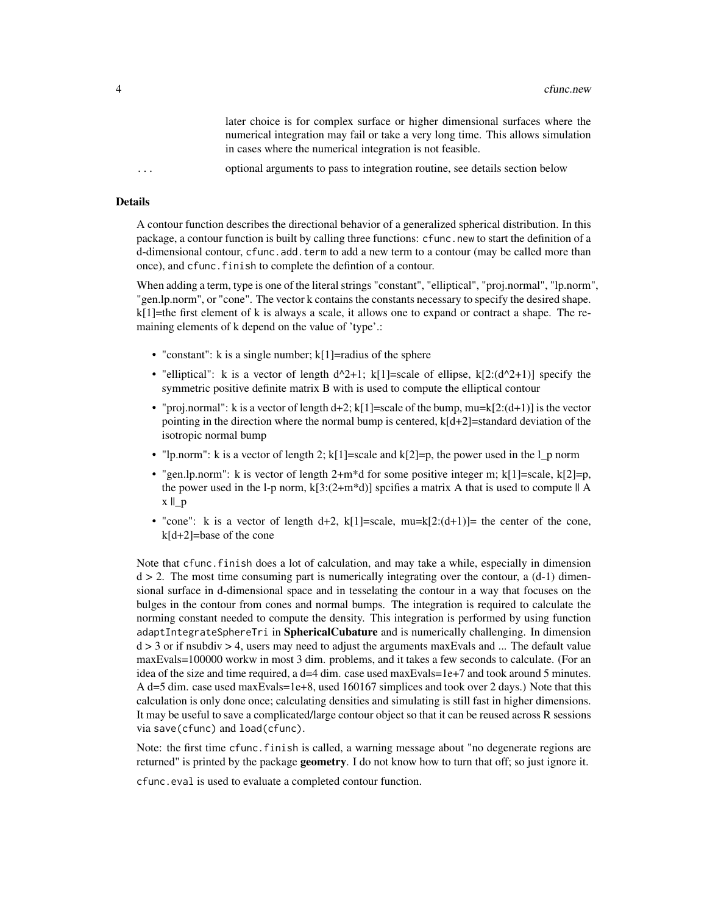later choice is for complex surface or higher dimensional surfaces where the numerical integration may fail or take a very long time. This allows simulation in cases where the numerical integration is not feasible.

... optional arguments to pass to integration routine, see details section below

## Details

A contour function describes the directional behavior of a generalized spherical distribution. In this package, a contour function is built by calling three functions: `cfunc.new` to start the definition of a d-dimensional contour, `cfunc.add.term` to add a new term to a contour (may be called more than once), and `cfunc.finish` to complete the defintion of a contour.

When adding a term, type is one of the literal strings "constant", "elliptical", "proj.normal", "lp.norm", "gen.lp.norm", or "cone". The vector k contains the constants necessary to specify the desired shape. k[1]=the first element of k is always a scale, it allows one to expand or contract a shape. The remaining elements of k depend on the value of 'type'.:

- "constant": k is a single number; k[1]=radius of the sphere
- "elliptical": k is a vector of length d^2+1; k[1]=scale of ellipse, k[2:(d^2+1)] specify the symmetric positive definite matrix B with is used to compute the elliptical contour
- "proj.normal": k is a vector of length d+2; k[1]=scale of the bump, mu=k[2:(d+1)] is the vector pointing in the direction where the normal bump is centered, k[d+2]=standard deviation of the isotropic normal bump
- "lp.norm": k is a vector of length 2; k[1]=scale and k[2]=p, the power used in the l_p norm
- "gen.lp.norm": k is vector of length 2+m*d for some positive integer m; k[1]=scale, k[2]=p, the power used in the l-p norm, k[3:(2+m*d)] spcifies a matrix A that is used to compute || A x ||_p
- "cone": k is a vector of length d+2, k[1]=scale, mu=k[2:(d+1)]= the center of the cone, k[d+2]=base of the cone

Note that `cfunc.finish` does a lot of calculation, and may take a while, especially in dimension d > 2. The most time consuming part is numerically integrating over the contour, a (d-1) dimensional surface in d-dimensional space and in tesselating the contour in a way that focuses on the bulges in the contour from cones and normal bumps. The integration is required to calculate the norming constant needed to compute the density. This integration is performed by using function `adaptIntegrateSphereTri` in **SphericalCubature** and is numerically challenging. In dimension d > 3 or if nsubdiv > 4, users may need to adjust the arguments maxEvals and ... The default value maxEvals=100000 workw in most 3 dim. problems, and it takes a few seconds to calculate. (For an idea of the size and time required, a d=4 dim. case used maxEvals=1e+7 and took around 5 minutes. A d=5 dim. case used maxEvals=1e+8, used 160167 simplices and took over 2 days.) Note that this calculation is only done once; calculating densities and simulating is still fast in higher dimensions. It may be useful to save a complicated/large contour object so that it can be reused across R sessions via `save(cfunc)` and `load(cfunc)`.

Note: the first time `cfunc.finish` is called, a warning message about "no degenerate regions are returned" is printed by the package **geometry**. I do not know how to turn that off; so just ignore it.

`cfunc.eval` is used to evaluate a completed contour function.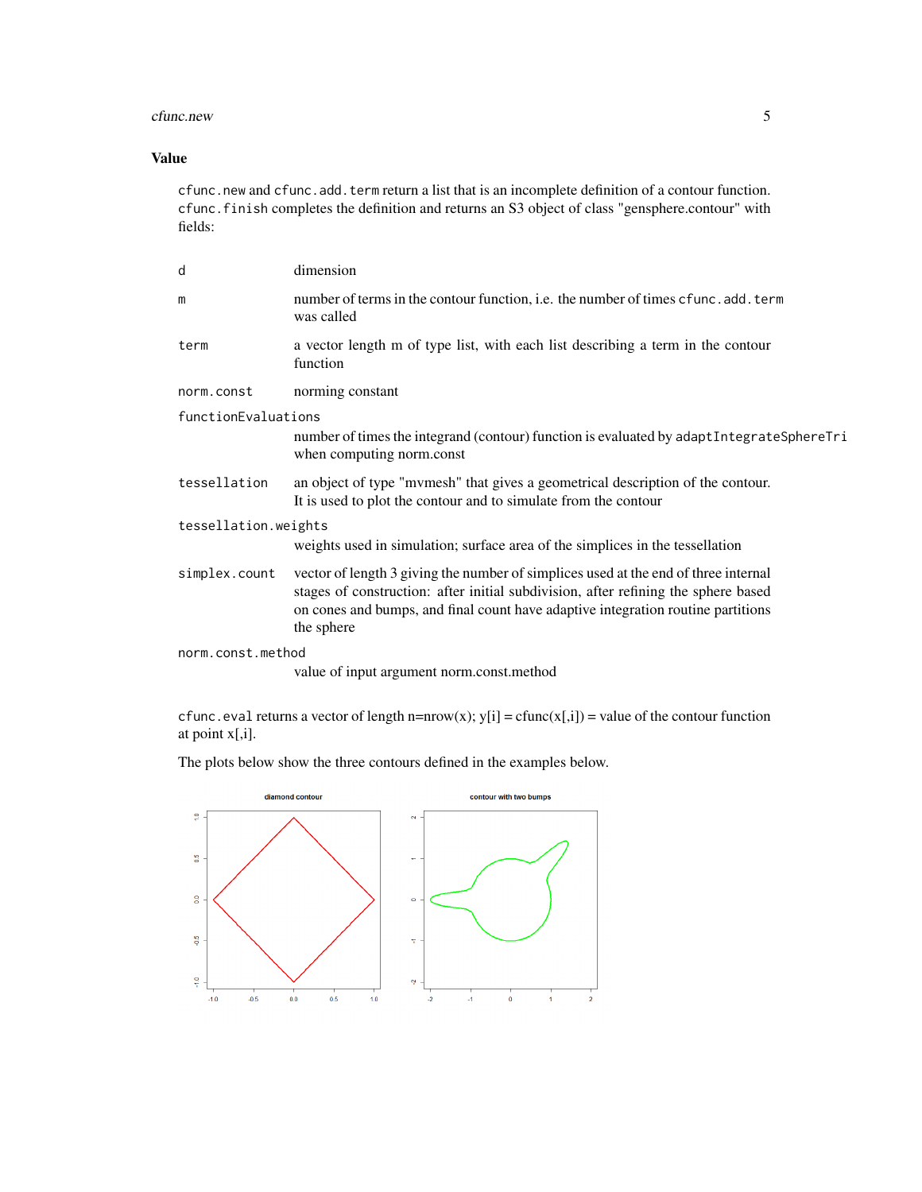## Value

`cfunc.new` and `cfunc.add.term` return a list that is an incomplete definition of a contour function. `cfunc.finish` completes the definition and returns an S3 object of class "gensphere.contour" with fields:

- `d` — dimension
- `m` — number of terms in the contour function, i.e. the number of times `cfunc.add.term` was called
- `term` — a vector length m of type list, with each list describing a term in the contour function
- `norm.const` — norming constant
- `functionEvaluations` — number of times the integrand (contour) function is evaluated by `adaptIntegrateSphereTri` when computing norm.const
- `tessellation` — an object of type "mvmesh" that gives a geometrical description of the contour. It is used to plot the contour and to simulate from the contour
- `tessellation.weights` — weights used in simulation; surface area of the simplices in the tessellation
- `simplex.count` — vector of length 3 giving the number of simplices used at the end of three internal stages of construction: after initial subdivision, after refining the sphere based on cones and bumps, and final count have adaptive integration routine partitions the sphere
- `norm.const.method` — value of input argument norm.const.method

`cfunc.eval` returns a vector of length n=nrow(x); y[i] = cfunc(x[,i]) = value of the contour function at point x[,i].

The plots below show the three contours defined in the examples below.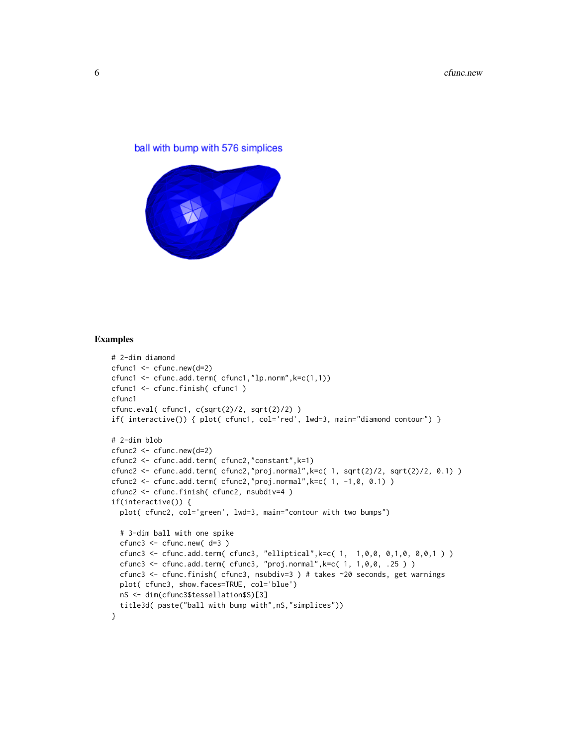ball with bump with 576 simplices

## Examples

```
# 2-dim diamond
cfunc1 <- cfunc.new(d=2)
cfunc1 <- cfunc.add.term( cfunc1,"lp.norm",k=c(1,1))
cfunc1 <- cfunc.finish( cfunc1 )
cfunc1
cfunc.eval( cfunc1, c(sqrt(2)/2, sqrt(2)/2) )
if( interactive()) { plot( cfunc1, col='red', lwd=3, main="diamond contour") }

# 2-dim blob
cfunc2 <- cfunc.new(d=2)
cfunc2 <- cfunc.add.term( cfunc2,"constant",k=1)
cfunc2 <- cfunc.add.term( cfunc2,"proj.normal",k=c( 1, sqrt(2)/2, sqrt(2)/2, 0.1) )
cfunc2 <- cfunc.add.term( cfunc2,"proj.normal",k=c( 1, -1,0, 0.1) )
cfunc2 <- cfunc.finish( cfunc2, nsubdiv=4 )
if(interactive()) {
  plot( cfunc2, col='green', lwd=3, main="contour with two bumps")

  # 3-dim ball with one spike
  cfunc3 <- cfunc.new( d=3 )
  cfunc3 <- cfunc.add.term( cfunc3, "elliptical",k=c( 1,  1,0,0, 0,1,0, 0,0,1 ) )
  cfunc3 <- cfunc.add.term( cfunc3, "proj.normal",k=c( 1, 1,0,0, .25 ) )
  cfunc3 <- cfunc.finish( cfunc3, nsubdiv=3 ) # takes ~20 seconds, get warnings
  plot( cfunc3, show.faces=TRUE, col='blue')
  nS <- dim(cfunc3$tessellation$S)[3]
  title3d( paste("ball with bump with",nS,"simplices"))
}
```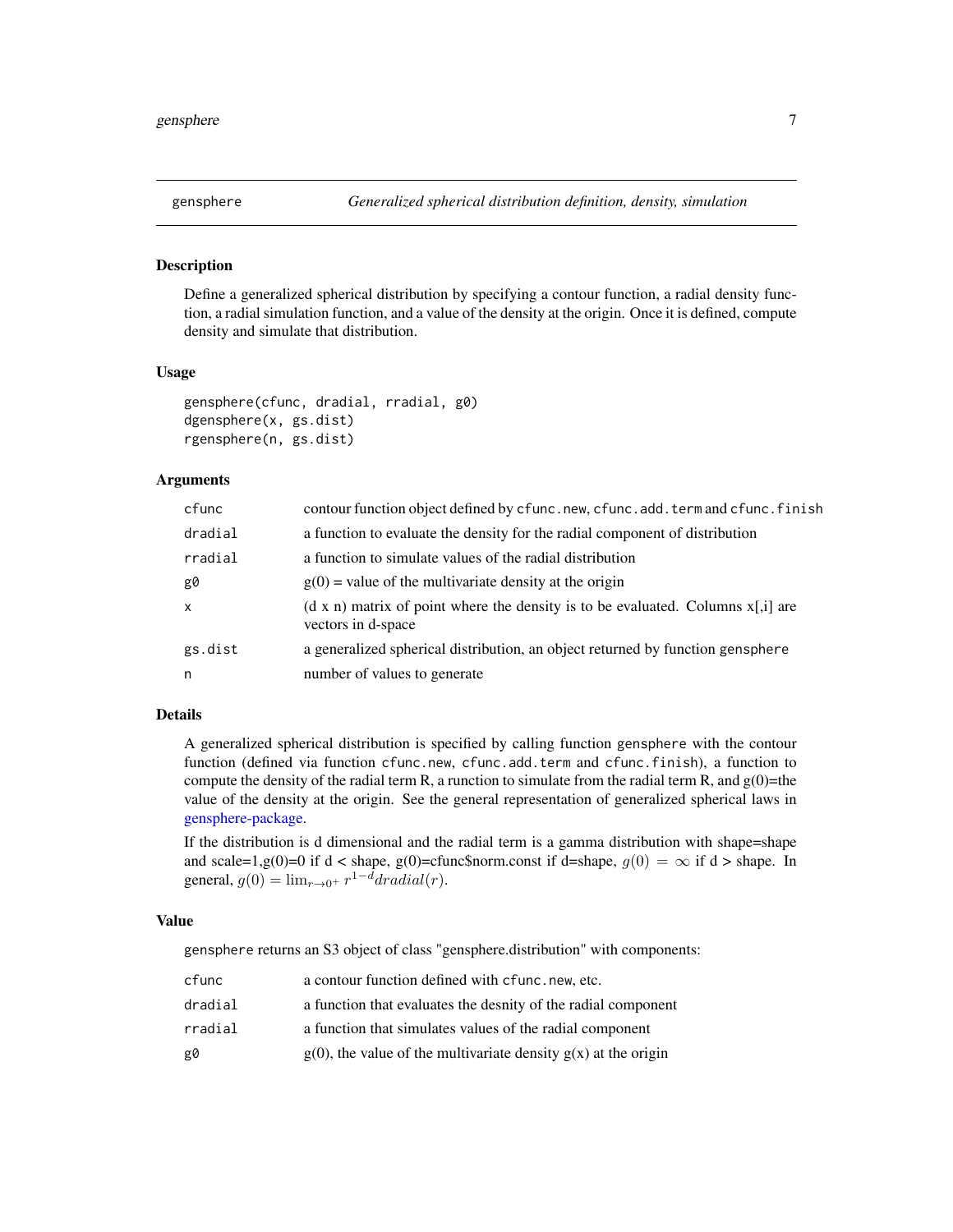gensphere *Generalized spherical distribution definition, density, simulation*

## Description

Define a generalized spherical distribution by specifying a contour function, a radial density function, a radial simulation function, and a value of the density at the origin. Once it is defined, compute density and simulate that distribution.

## Usage

```
gensphere(cfunc, dradial, rradial, g0)
dgensphere(x, gs.dist)
rgensphere(n, gs.dist)
```

## Arguments

| | |
|---|---|
| cfunc | contour function object defined by cfunc.new, cfunc.add.term and cfunc.finish |
| dradial | a function to evaluate the density for the radial component of distribution |
| rradial | a function to simulate values of the radial distribution |
| g0 | g(0) = value of the multivariate density at the origin |
| x | (d x n) matrix of point where the density is to be evaluated. Columns x[,i] are vectors in d-space |
| gs.dist | a generalized spherical distribution, an object returned by function gensphere |
| n | number of values to generate |

## Details

A generalized spherical distribution is specified by calling function gensphere with the contour function (defined via function cfunc.new, cfunc.add.term and cfunc.finish), a function to compute the density of the radial term R, a runction to simulate from the radial term R, and g(0)=the value of the density at the origin. See the general representation of generalized spherical laws in gensphere-package.

If the distribution is d dimensional and the radial term is a gamma distribution with shape=shape and scale=1,g(0)=0 if d < shape, g(0)=cfunc$norm.const if d=shape, $g(0) = \infty$ if d > shape. In general, $g(0) = \lim_{r \to 0^+} r^{1-d} dradial(r)$.

## Value

gensphere returns an S3 object of class "gensphere.distribution" with components:

| | |
|---|---|
| cfunc | a contour function defined with cfunc.new, etc. |
| dradial | a function that evaluates the desnity of the radial component |
| rradial | a function that simulates values of the radial component |
| g0 | g(0), the value of the multivariate density g(x) at the origin |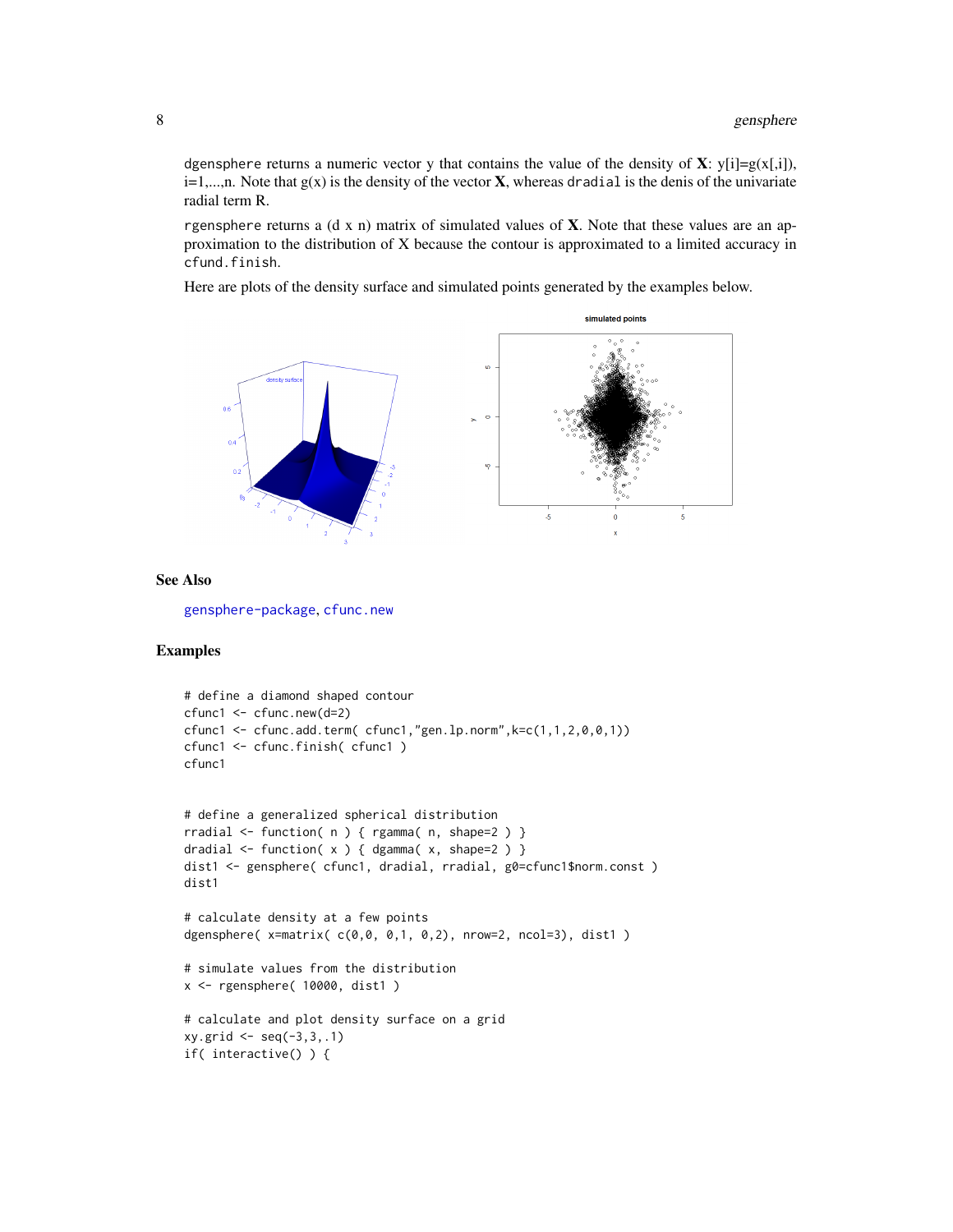dgensphere returns a numeric vector y that contains the value of the density of **X**: y[i]=g(x[,i]), i=1,...,n. Note that g(x) is the density of the vector **X**, whereas dradial is the denis of the univariate radial term R.

rgensphere returns a (d x n) matrix of simulated values of **X**. Note that these values are an approximation to the distribution of X because the contour is approximated to a limited accuracy in cfund.finish.

Here are plots of the density surface and simulated points generated by the examples below.

### See Also

gensphere-package, cfunc.new

### Examples

```
# define a diamond shaped contour
cfunc1 <- cfunc.new(d=2)
cfunc1 <- cfunc.add.term( cfunc1,"gen.lp.norm",k=c(1,1,2,0,0,1))
cfunc1 <- cfunc.finish( cfunc1 )
cfunc1


# define a generalized spherical distribution
rradial <- function( n ) { rgamma( n, shape=2 ) }
dradial <- function( x ) { dgamma( x, shape=2 ) }
dist1 <- gensphere( cfunc1, dradial, rradial, g0=cfunc1$norm.const )
dist1

# calculate density at a few points
dgensphere( x=matrix( c(0,0, 0,1, 0,2), nrow=2, ncol=3), dist1 )

# simulate values from the distribution
x <- rgensphere( 10000, dist1 )

# calculate and plot density surface on a grid
xy.grid <- seq(-3,3,.1)
if( interactive() ) {
```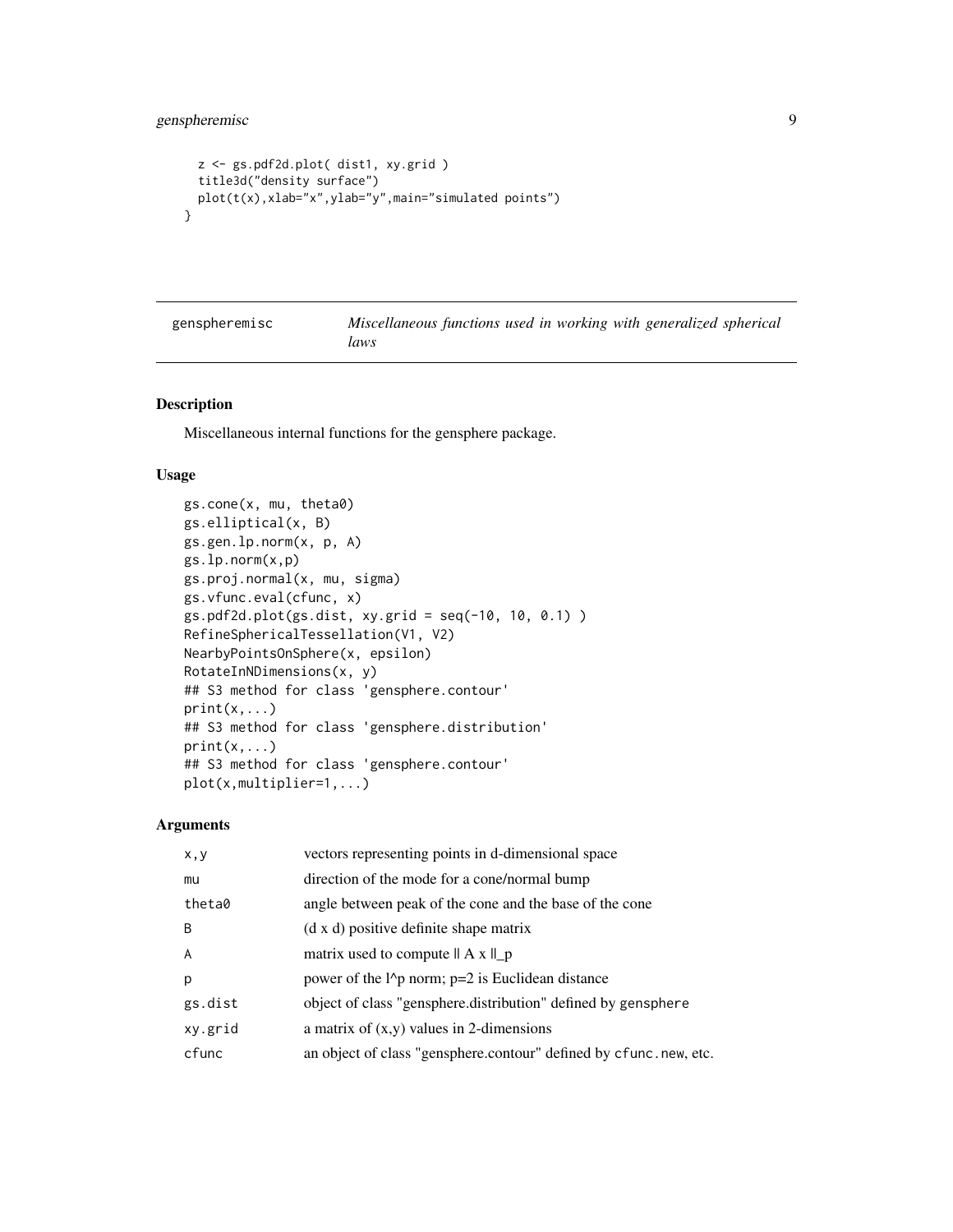```
  z <- gs.pdf2d.plot( dist1, xy.grid )
  title3d("density surface")
  plot(t(x),xlab="x",ylab="y",main="simulated points")
}
```

---

gensphere​misc — *Miscellaneous functions used in working with generalized spherical laws*

---

## Description

Miscellaneous internal functions for the gensphere package.

## Usage

```
gs.cone(x, mu, theta0)
gs.elliptical(x, B)
gs.gen.lp.norm(x, p, A)
gs.lp.norm(x,p)
gs.proj.normal(x, mu, sigma)
gs.vfunc.eval(cfunc, x)
gs.pdf2d.plot(gs.dist, xy.grid = seq(-10, 10, 0.1) )
RefineSphericalTessellation(V1, V2)
NearbyPointsOnSphere(x, epsilon)
RotateInNDimensions(x, y)
## S3 method for class 'gensphere.contour'
print(x,...)
## S3 method for class 'gensphere.distribution'
print(x,...)
## S3 method for class 'gensphere.contour'
plot(x,multiplier=1,...)
```

## Arguments

| | |
|---|---|
| `x,y` | vectors representing points in d-dimensional space |
| `mu` | direction of the mode for a cone/normal bump |
| `theta0` | angle between peak of the cone and the base of the cone |
| `B` | (d x d) positive definite shape matrix |
| `A` | matrix used to compute \|\| A x \|\|_p |
| `p` | power of the l^p norm; p=2 is Euclidean distance |
| `gs.dist` | object of class "gensphere.distribution" defined by `gensphere` |
| `xy.grid` | a matrix of (x,y) values in 2-dimensions |
| `cfunc` | an object of class "gensphere.contour" defined by `cfunc.new`, etc. |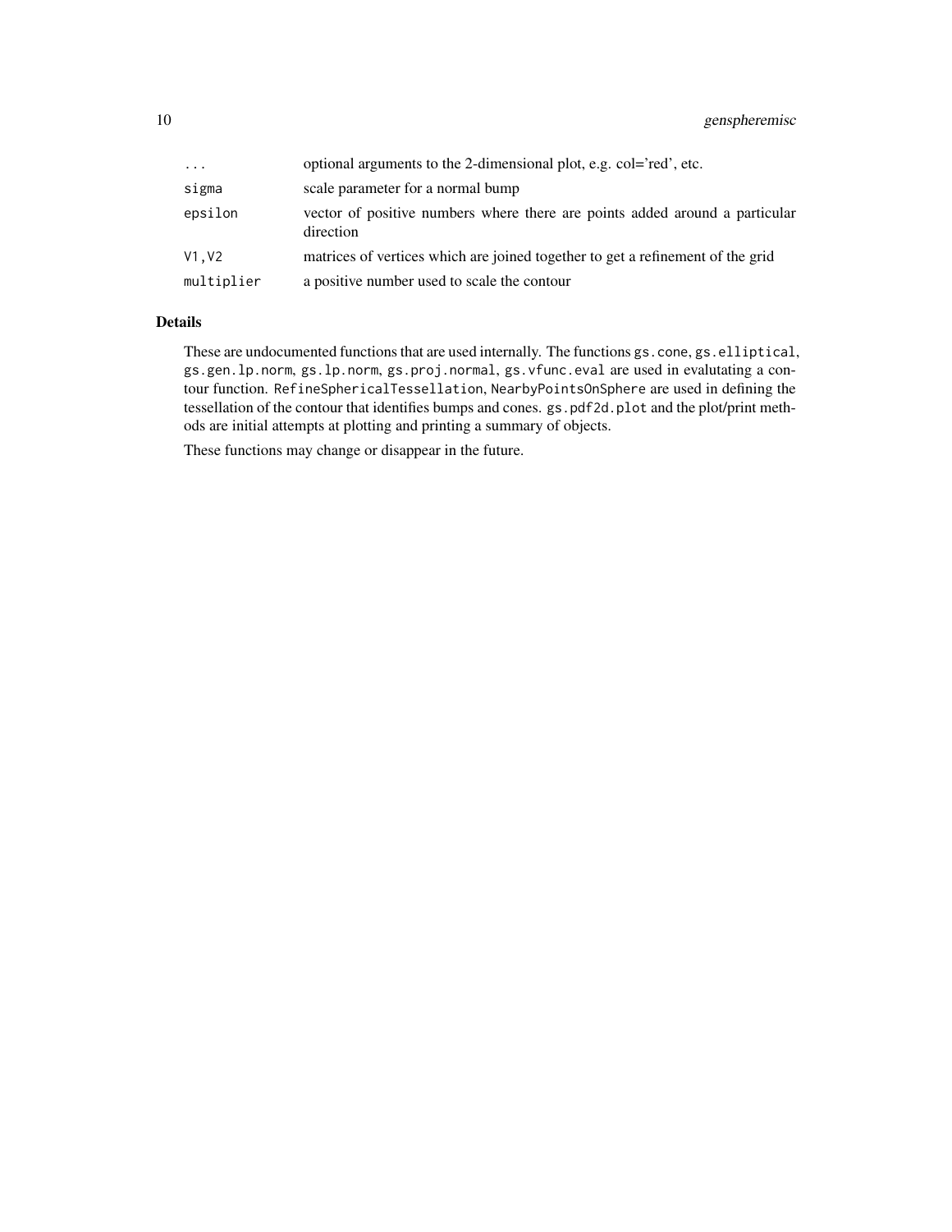| | |
|---|---|
| `...` | optional arguments to the 2-dimensional plot, e.g. col='red', etc. |
| `sigma` | scale parameter for a normal bump |
| `epsilon` | vector of positive numbers where there are points added around a particular direction |
| `V1,V2` | matrices of vertices which are joined together to get a refinement of the grid |
| `multiplier` | a positive number used to scale the contour |

## Details

These are undocumented functions that are used internally. The functions `gs.cone`, `gs.elliptical`, `gs.gen.lp.norm`, `gs.lp.norm`, `gs.proj.normal`, `gs.vfunc.eval` are used in evalutating a contour function. `RefineSphericalTessellation`, `NearbyPointsOnSphere` are used in defining the tessellation of the contour that identifies bumps and cones. `gs.pdf2d.plot` and the plot/print methods are initial attempts at plotting and printing a summary of objects.

These functions may change or disappear in the future.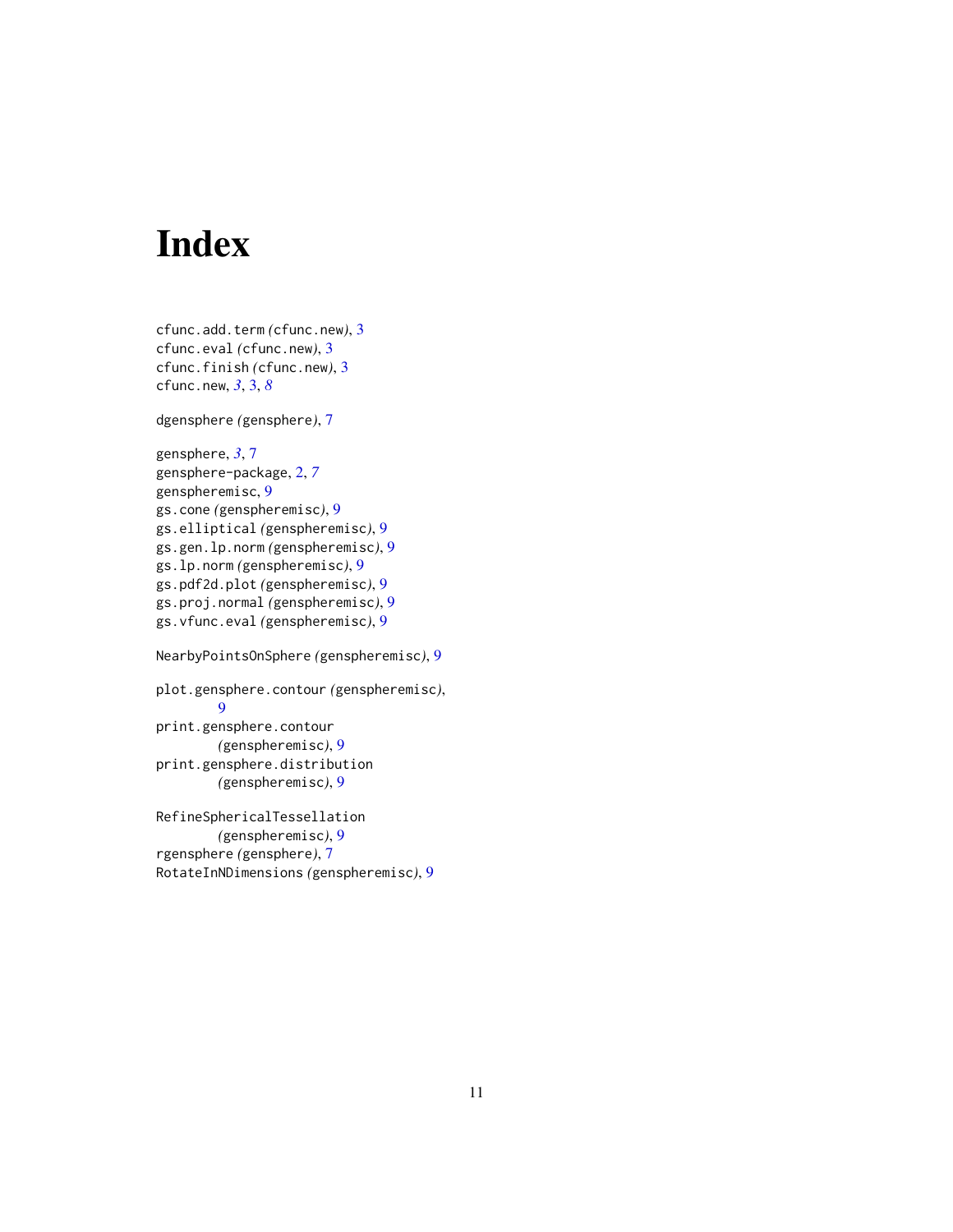# Index

cfunc.add.term *(*cfunc.new*)*, 3
cfunc.eval *(*cfunc.new*)*, 3
cfunc.finish *(*cfunc.new*)*, 3
cfunc.new, *3*, 3, *8*

dgensphere *(*gensphere*)*, 7

gensphere, *3*, 7
gensphere-package, 2, *7*
gensphere­misc, 9
gs.cone *(*gensphere­misc*)*, 9
gs.elliptical *(*gensphere­misc*)*, 9
gs.gen.lp.norm *(*gensphere­misc*)*, 9
gs.lp.norm *(*gensphere­misc*)*, 9
gs.pdf2d.plot *(*gensphere­misc*)*, 9
gs.proj.normal *(*gensphere­misc*)*, 9
gs.vfunc.eval *(*gensphere­misc*)*, 9

NearbyPointsOnSphere *(*gensphere­misc*)*, 9

plot.gensphere.contour *(*gensphere­misc*)*, 9
print.gensphere.contour *(*gensphere­misc*)*, 9
print.gensphere.distribution *(*gensphere­misc*)*, 9

RefineSphericalTessellation *(*gensphere­misc*)*, 9
rgensphere *(*gensphere*)*, 7
RotateInNDimensions *(*gensphere­misc*)*, 9